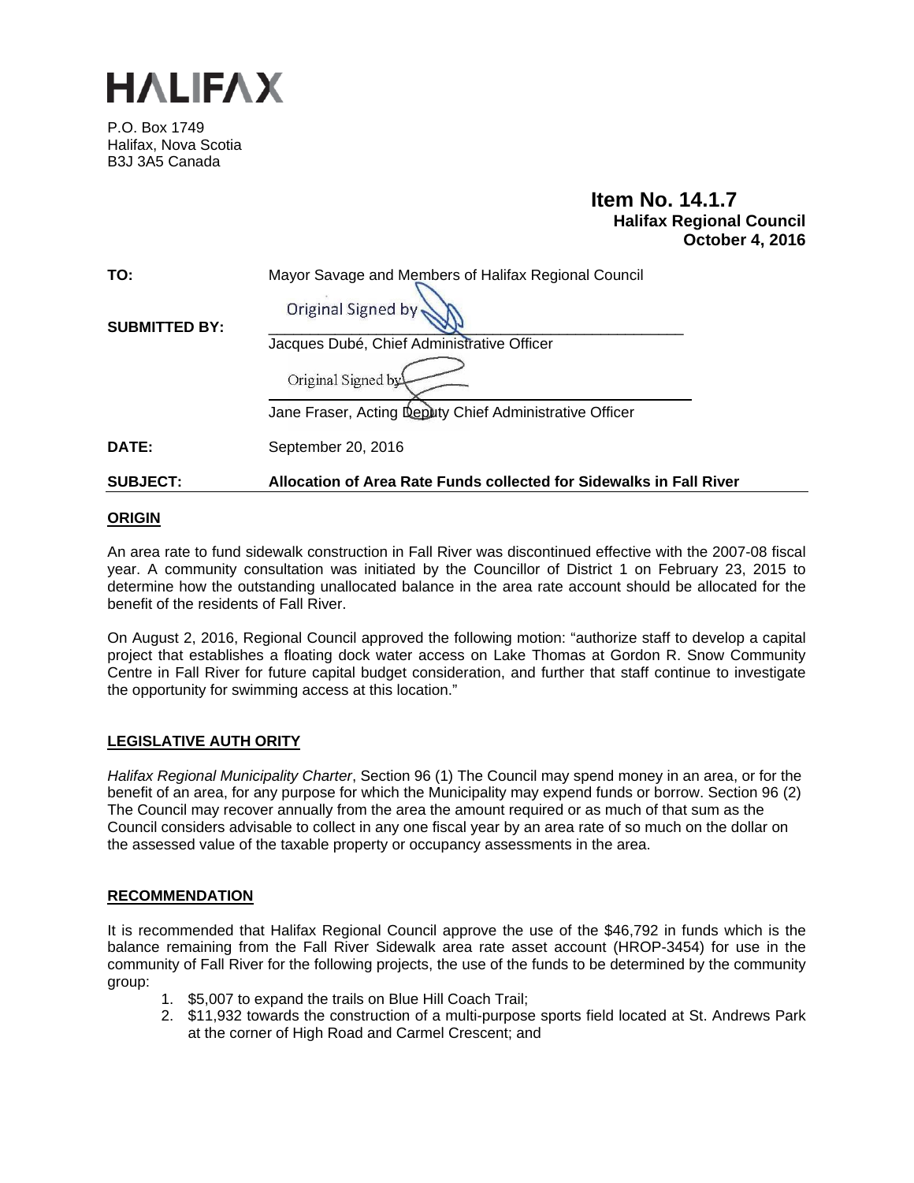# HALIFAX

P.O. Box 1749
Halifax, Nova Scotia
B3J 3A5 Canada

**Item No. 14.1.7**
**Halifax Regional Council**
**October 4, 2016**

**TO:** Mayor Savage and Members of Halifax Regional Council

**SUBMITTED BY:** Original Signed by

Jacques Dubé, Chief Administrative Officer

Original Signed by

Jane Fraser, Acting Deputy Chief Administrative Officer

**DATE:** September 20, 2016

**SUBJECT:** **Allocation of Area Rate Funds collected for Sidewalks in Fall River**

## ORIGIN

An area rate to fund sidewalk construction in Fall River was discontinued effective with the 2007-08 fiscal year. A community consultation was initiated by the Councillor of District 1 on February 23, 2015 to determine how the outstanding unallocated balance in the area rate account should be allocated for the benefit of the residents of Fall River.

On August 2, 2016, Regional Council approved the following motion: "authorize staff to develop a capital project that establishes a floating dock water access on Lake Thomas at Gordon R. Snow Community Centre in Fall River for future capital budget consideration, and further that staff continue to investigate the opportunity for swimming access at this location."

## LEGISLATIVE AUTH ORITY

*Halifax Regional Municipality Charter*, Section 96 (1) The Council may spend money in an area, or for the benefit of an area, for any purpose for which the Municipality may expend funds or borrow. Section 96 (2) The Council may recover annually from the area the amount required or as much of that sum as the Council considers advisable to collect in any one fiscal year by an area rate of so much on the dollar on the assessed value of the taxable property or occupancy assessments in the area.

## RECOMMENDATION

It is recommended that Halifax Regional Council approve the use of the $46,792 in funds which is the balance remaining from the Fall River Sidewalk area rate asset account (HROP-3454) for use in the community of Fall River for the following projects, the use of the funds to be determined by the community group:

1. $5,007 to expand the trails on Blue Hill Coach Trail;
2. $11,932 towards the construction of a multi-purpose sports field located at St. Andrews Park at the corner of High Road and Carmel Crescent; and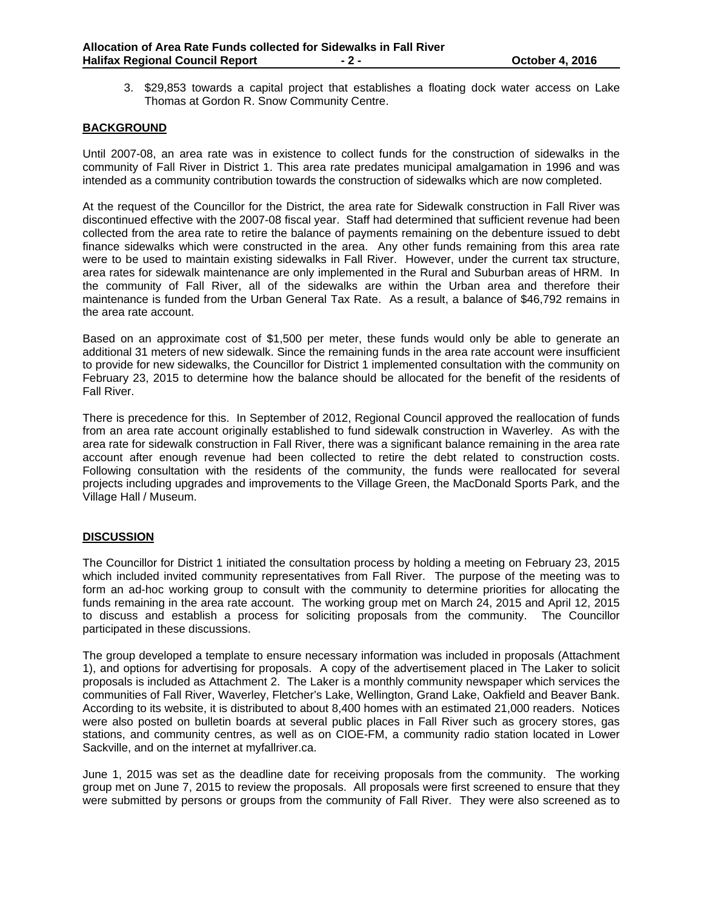3. $29,853 towards a capital project that establishes a floating dock water access on Lake Thomas at Gordon R. Snow Community Centre.

**BACKGROUND**

Until 2007-08, an area rate was in existence to collect funds for the construction of sidewalks in the community of Fall River in District 1. This area rate predates municipal amalgamation in 1996 and was intended as a community contribution towards the construction of sidewalks which are now completed.

At the request of the Councillor for the District, the area rate for Sidewalk construction in Fall River was discontinued effective with the 2007-08 fiscal year. Staff had determined that sufficient revenue had been collected from the area rate to retire the balance of payments remaining on the debenture issued to debt finance sidewalks which were constructed in the area. Any other funds remaining from this area rate were to be used to maintain existing sidewalks in Fall River. However, under the current tax structure, area rates for sidewalk maintenance are only implemented in the Rural and Suburban areas of HRM. In the community of Fall River, all of the sidewalks are within the Urban area and therefore their maintenance is funded from the Urban General Tax Rate. As a result, a balance of $46,792 remains in the area rate account.

Based on an approximate cost of $1,500 per meter, these funds would only be able to generate an additional 31 meters of new sidewalk. Since the remaining funds in the area rate account were insufficient to provide for new sidewalks, the Councillor for District 1 implemented consultation with the community on February 23, 2015 to determine how the balance should be allocated for the benefit of the residents of Fall River.

There is precedence for this. In September of 2012, Regional Council approved the reallocation of funds from an area rate account originally established to fund sidewalk construction in Waverley. As with the area rate for sidewalk construction in Fall River, there was a significant balance remaining in the area rate account after enough revenue had been collected to retire the debt related to construction costs. Following consultation with the residents of the community, the funds were reallocated for several projects including upgrades and improvements to the Village Green, the MacDonald Sports Park, and the Village Hall / Museum.

**DISCUSSION**

The Councillor for District 1 initiated the consultation process by holding a meeting on February 23, 2015 which included invited community representatives from Fall River. The purpose of the meeting was to form an ad-hoc working group to consult with the community to determine priorities for allocating the funds remaining in the area rate account. The working group met on March 24, 2015 and April 12, 2015 to discuss and establish a process for soliciting proposals from the community. The Councillor participated in these discussions.

The group developed a template to ensure necessary information was included in proposals (Attachment 1), and options for advertising for proposals. A copy of the advertisement placed in The Laker to solicit proposals is included as Attachment 2. The Laker is a monthly community newspaper which services the communities of Fall River, Waverley, Fletcher's Lake, Wellington, Grand Lake, Oakfield and Beaver Bank. According to its website, it is distributed to about 8,400 homes with an estimated 21,000 readers. Notices were also posted on bulletin boards at several public places in Fall River such as grocery stores, gas stations, and community centres, as well as on CIOE-FM, a community radio station located in Lower Sackville, and on the internet at myfallriver.ca.

June 1, 2015 was set as the deadline date for receiving proposals from the community. The working group met on June 7, 2015 to review the proposals. All proposals were first screened to ensure that they were submitted by persons or groups from the community of Fall River. They were also screened as to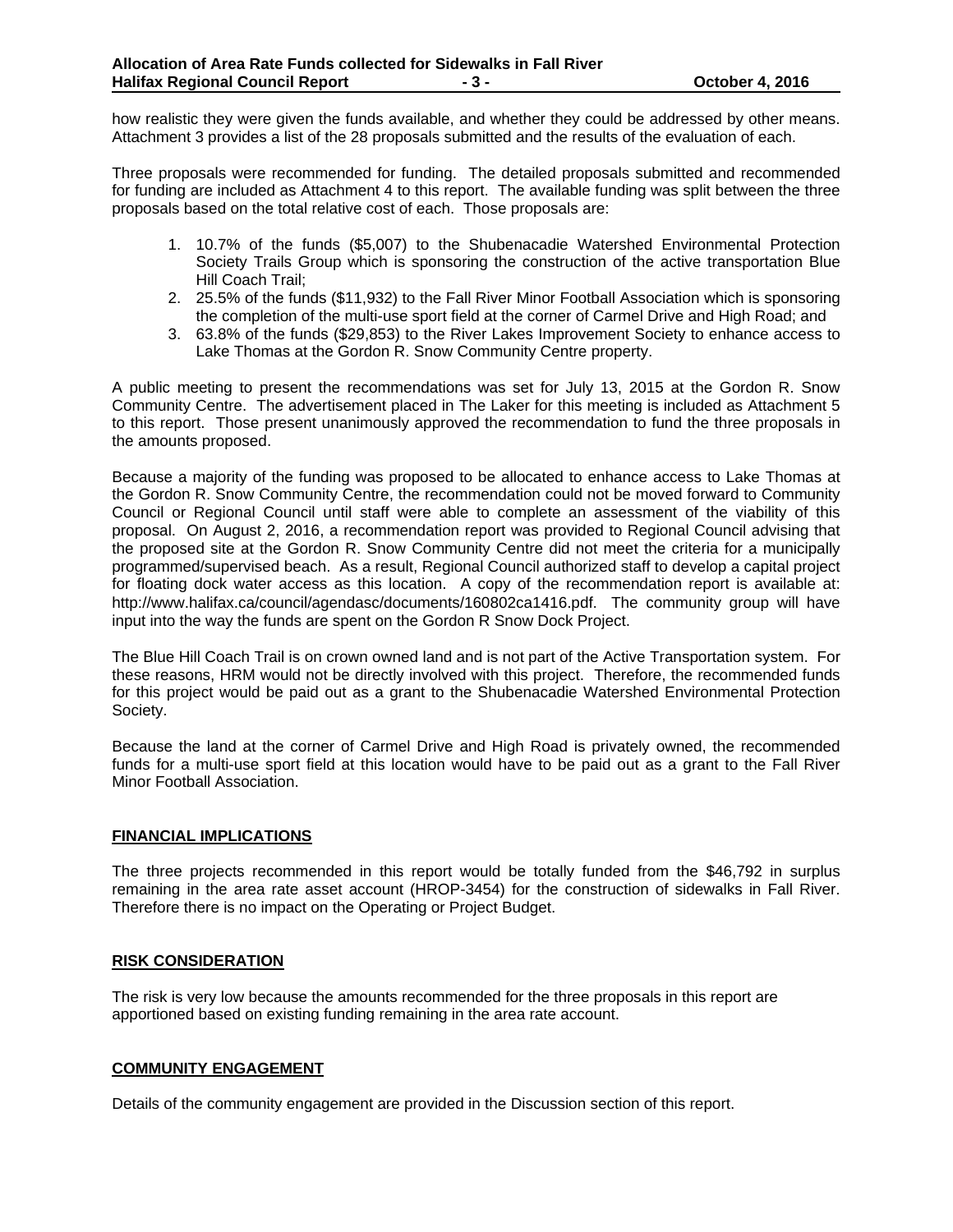how realistic they were given the funds available, and whether they could be addressed by other means. Attachment 3 provides a list of the 28 proposals submitted and the results of the evaluation of each.

Three proposals were recommended for funding. The detailed proposals submitted and recommended for funding are included as Attachment 4 to this report. The available funding was split between the three proposals based on the total relative cost of each. Those proposals are:

1. 10.7% of the funds ($5,007) to the Shubenacadie Watershed Environmental Protection Society Trails Group which is sponsoring the construction of the active transportation Blue Hill Coach Trail;
2. 25.5% of the funds ($11,932) to the Fall River Minor Football Association which is sponsoring the completion of the multi-use sport field at the corner of Carmel Drive and High Road; and
3. 63.8% of the funds ($29,853) to the River Lakes Improvement Society to enhance access to Lake Thomas at the Gordon R. Snow Community Centre property.

A public meeting to present the recommendations was set for July 13, 2015 at the Gordon R. Snow Community Centre. The advertisement placed in The Laker for this meeting is included as Attachment 5 to this report. Those present unanimously approved the recommendation to fund the three proposals in the amounts proposed.

Because a majority of the funding was proposed to be allocated to enhance access to Lake Thomas at the Gordon R. Snow Community Centre, the recommendation could not be moved forward to Community Council or Regional Council until staff were able to complete an assessment of the viability of this proposal. On August 2, 2016, a recommendation report was provided to Regional Council advising that the proposed site at the Gordon R. Snow Community Centre did not meet the criteria for a municipally programmed/supervised beach. As a result, Regional Council authorized staff to develop a capital project for floating dock water access as this location. A copy of the recommendation report is available at: http://www.halifax.ca/council/agendasc/documents/160802ca1416.pdf. The community group will have input into the way the funds are spent on the Gordon R Snow Dock Project.

The Blue Hill Coach Trail is on crown owned land and is not part of the Active Transportation system. For these reasons, HRM would not be directly involved with this project. Therefore, the recommended funds for this project would be paid out as a grant to the Shubenacadie Watershed Environmental Protection Society.

Because the land at the corner of Carmel Drive and High Road is privately owned, the recommended funds for a multi-use sport field at this location would have to be paid out as a grant to the Fall River Minor Football Association.

## FINANCIAL IMPLICATIONS

The three projects recommended in this report would be totally funded from the $46,792 in surplus remaining in the area rate asset account (HROP-3454) for the construction of sidewalks in Fall River. Therefore there is no impact on the Operating or Project Budget.

## RISK CONSIDERATION

The risk is very low because the amounts recommended for the three proposals in this report are apportioned based on existing funding remaining in the area rate account.

## COMMUNITY ENGAGEMENT

Details of the community engagement are provided in the Discussion section of this report.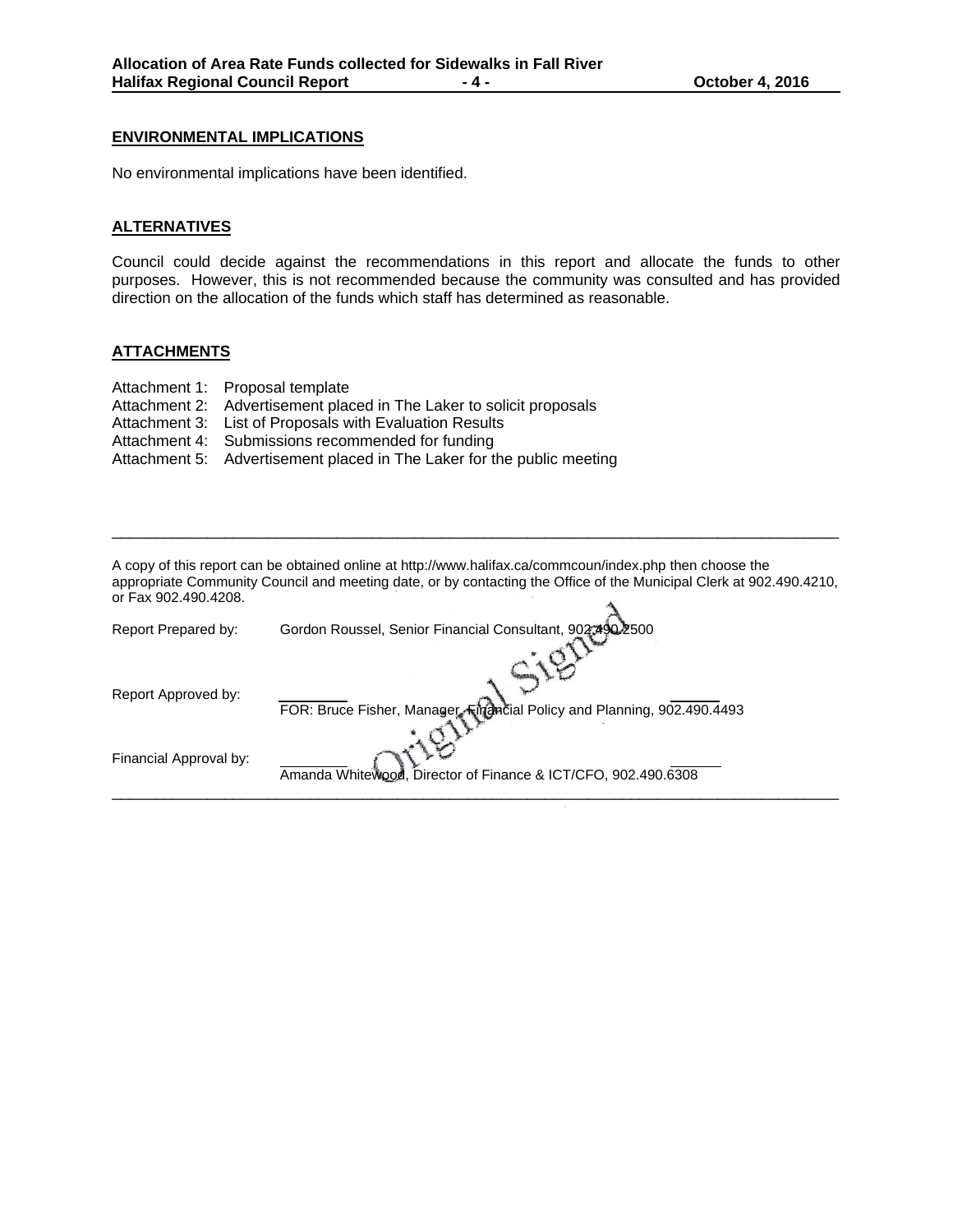## ENVIRONMENTAL IMPLICATIONS

No environmental implications have been identified.

## ALTERNATIVES

Council could decide against the recommendations in this report and allocate the funds to other purposes. However, this is not recommended because the community was consulted and has provided direction on the allocation of the funds which staff has determined as reasonable.

## ATTACHMENTS

Attachment 1: Proposal template
Attachment 2: Advertisement placed in The Laker to solicit proposals
Attachment 3: List of Proposals with Evaluation Results
Attachment 4: Submissions recommended for funding
Attachment 5: Advertisement placed in The Laker for the public meeting

---

A copy of this report can be obtained online at http://www.halifax.ca/commcoun/index.php then choose the appropriate Community Council and meeting date, or by contacting the Office of the Municipal Clerk at 902.490.4210, or Fax 902.490.4208.

Report Prepared by: Gordon Roussel, Senior Financial Consultant, 902.490.2500

Report Approved by: FOR: Bruce Fisher, Manager, Financial Policy and Planning, 902.490.4493

Financial Approval by: Amanda Whitewood, Director of Finance & ICT/CFO, 902.490.6308

Original Signed

---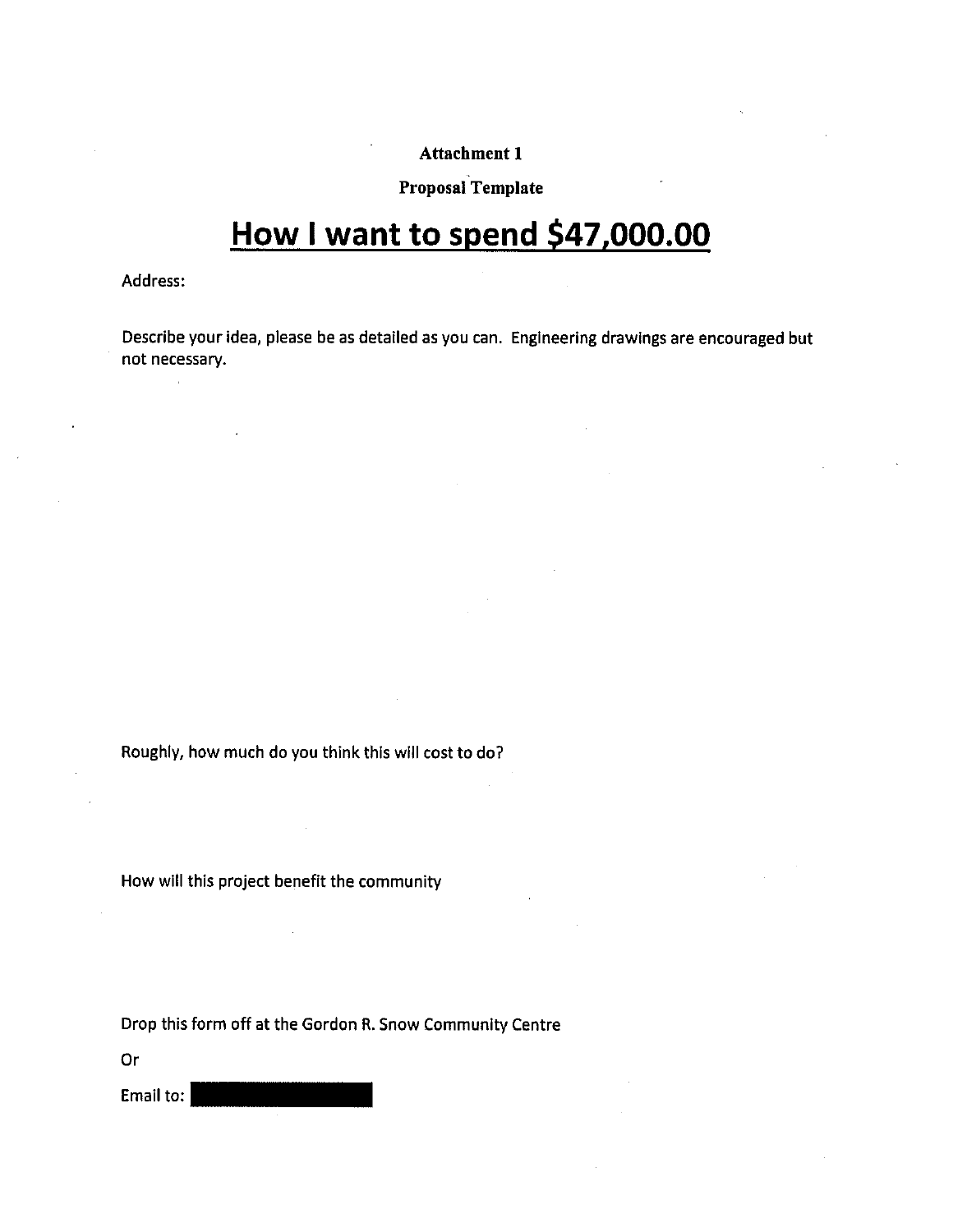**Attachment 1**

**Proposal Template**

# How I want to spend $47,000.00

Address:

Describe your idea, please be as detailed as you can. Engineering drawings are encouraged but not necessary.

Roughly, how much do you think this will cost to do?

How will this project benefit the community

Drop this form off at the Gordon R. Snow Community Centre

Or

Email to: [redacted]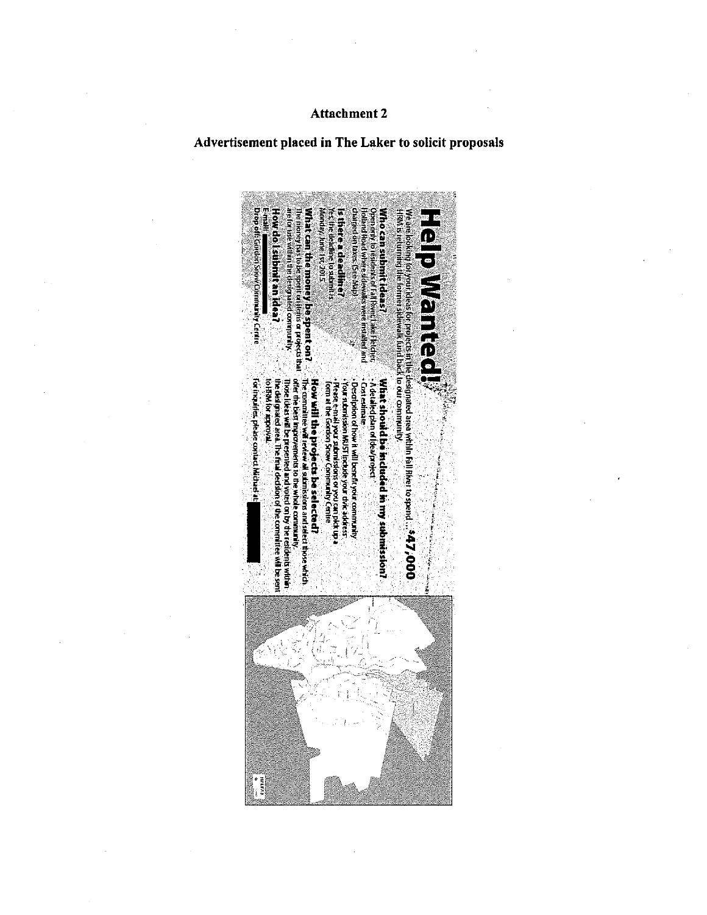# Attachment 2

## Advertisement placed in The Laker to solicit proposals

# Help Wanted!

We are looking for your ideas for projects in the designated area within Fall River to spend... $47,000

HRM is returning the former sidewalk fund back to our community.

**Who can submit ideas?**

Open only to residents of Fall River, Lake Fletcher, Holland Road where sidewalks were installed and charged on taxes. (See Map)

**Is there a deadline?**

Yes, the deadline to submit is Monday, June 1st, 2015.

**What can the money be spent on?**

The money has to be spent on items or projects that are for use within the designated community.

**How do I submit an idea?**

E-mail:

Drop off: Gordon Snow Community Centre

**What should be included in my submission?**

- A detailed plan of idea/project
- Cost estimate
- Description of how it will benefit your community
- Your submission MUST include your civic address
- Please e-mail your submissions or you can pick up a form at the Gordon Snow Community Centre

**How will the projects be selected?**

The committee will review all submissions and select those which offer the best improvements to the whole community. Those ideas will be presented and voted on by the residents within the designated area. The final decision of the committee will be sent to HRM for approval.

For inquiries, please contact Michael at: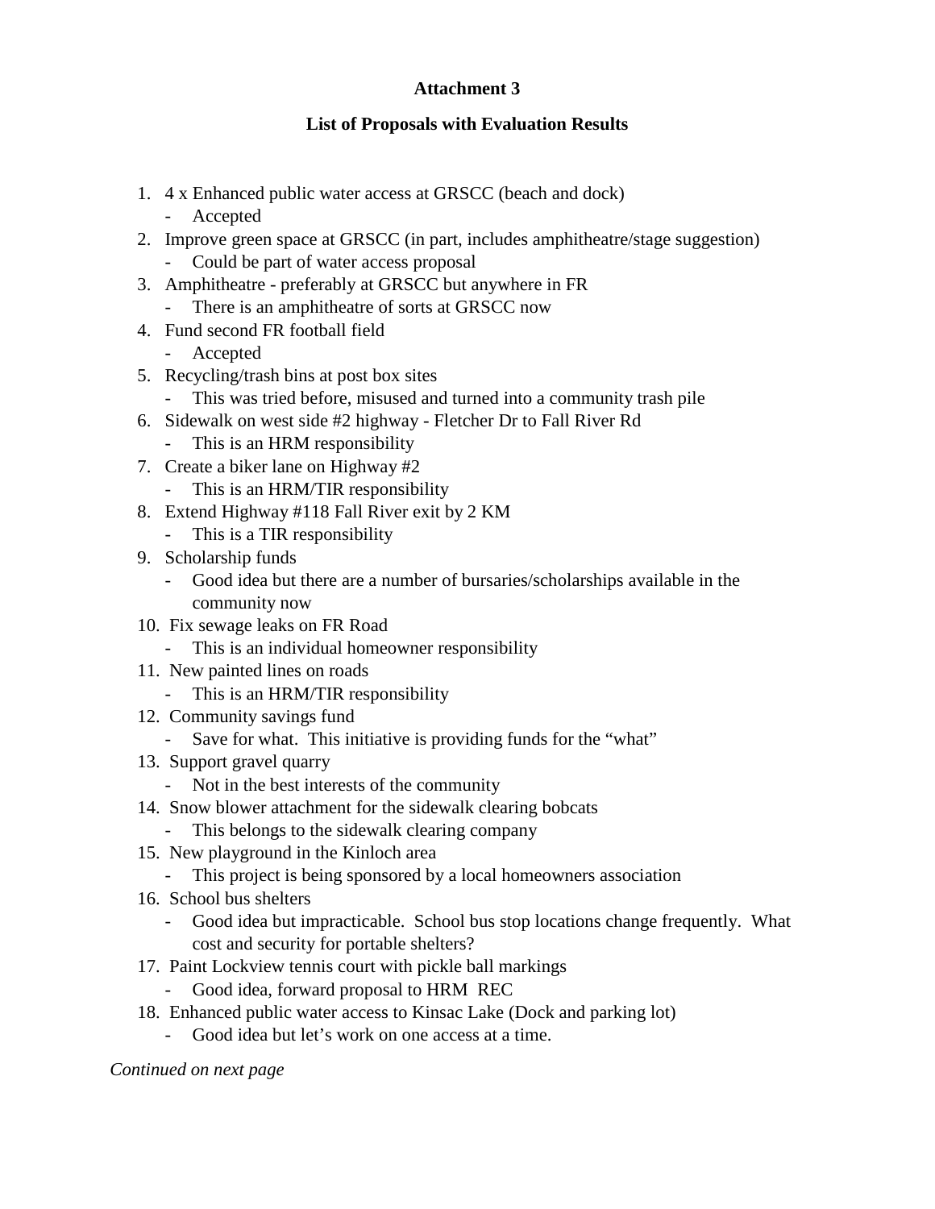**Attachment 3**

**List of Proposals with Evaluation Results**

1. 4 x Enhanced public water access at GRSCC (beach and dock)
   - Accepted
2. Improve green space at GRSCC (in part, includes amphitheatre/stage suggestion)
   - Could be part of water access proposal
3. Amphitheatre - preferably at GRSCC but anywhere in FR
   - There is an amphitheatre of sorts at GRSCC now
4. Fund second FR football field
   - Accepted
5. Recycling/trash bins at post box sites
   - This was tried before, misused and turned into a community trash pile
6. Sidewalk on west side #2 highway - Fletcher Dr to Fall River Rd
   - This is an HRM responsibility
7. Create a biker lane on Highway #2
   - This is an HRM/TIR responsibility
8. Extend Highway #118 Fall River exit by 2 KM
   - This is a TIR responsibility
9. Scholarship funds
   - Good idea but there are a number of bursaries/scholarships available in the community now
10. Fix sewage leaks on FR Road
    - This is an individual homeowner responsibility
11. New painted lines on roads
    - This is an HRM/TIR responsibility
12. Community savings fund
    - Save for what. This initiative is providing funds for the "what"
13. Support gravel quarry
    - Not in the best interests of the community
14. Snow blower attachment for the sidewalk clearing bobcats
    - This belongs to the sidewalk clearing company
15. New playground in the Kinloch area
    - This project is being sponsored by a local homeowners association
16. School bus shelters
    - Good idea but impracticable. School bus stop locations change frequently. What cost and security for portable shelters?
17. Paint Lockview tennis court with pickle ball markings
    - Good idea, forward proposal to HRM REC
18. Enhanced public water access to Kinsac Lake (Dock and parking lot)
    - Good idea but let's work on one access at a time.

*Continued on next page*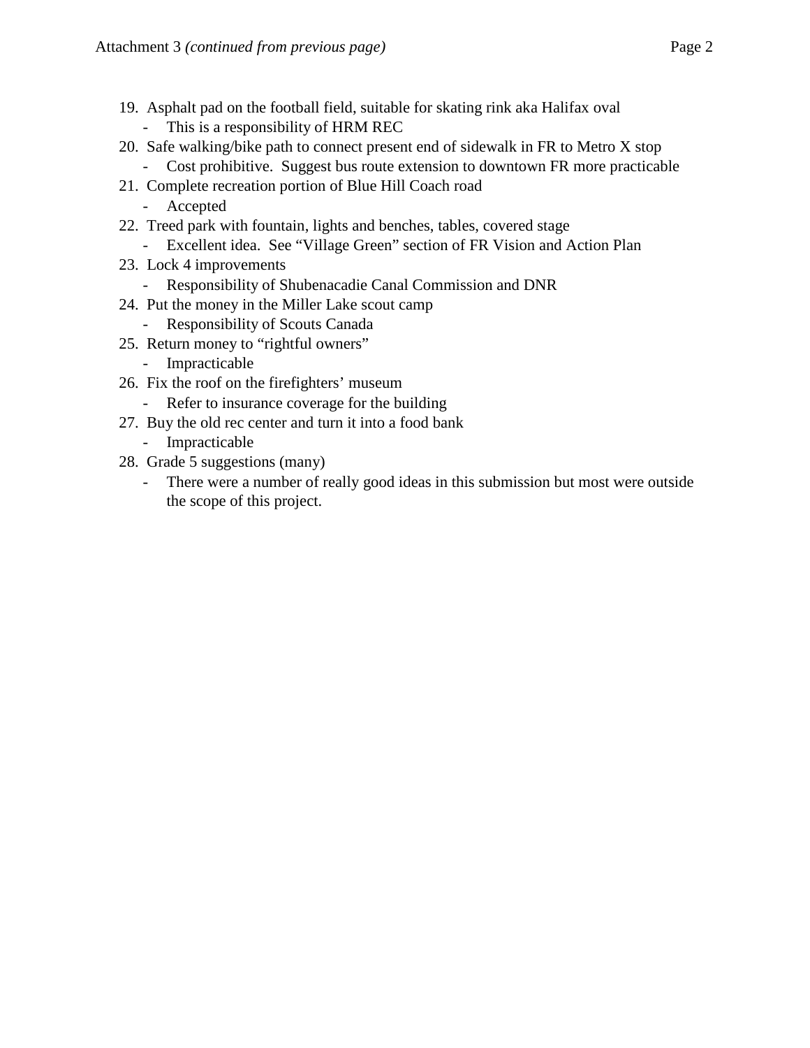19. Asphalt pad on the football field, suitable for skating rink aka Halifax oval
    - This is a responsibility of HRM REC
20. Safe walking/bike path to connect present end of sidewalk in FR to Metro X stop
    - Cost prohibitive. Suggest bus route extension to downtown FR more practicable
21. Complete recreation portion of Blue Hill Coach road
    - Accepted
22. Treed park with fountain, lights and benches, tables, covered stage
    - Excellent idea. See "Village Green" section of FR Vision and Action Plan
23. Lock 4 improvements
    - Responsibility of Shubenacadie Canal Commission and DNR
24. Put the money in the Miller Lake scout camp
    - Responsibility of Scouts Canada
25. Return money to "rightful owners"
    - Impracticable
26. Fix the roof on the firefighters' museum
    - Refer to insurance coverage for the building
27. Buy the old rec center and turn it into a food bank
    - Impracticable
28. Grade 5 suggestions (many)
    - There were a number of really good ideas in this submission but most were outside the scope of this project.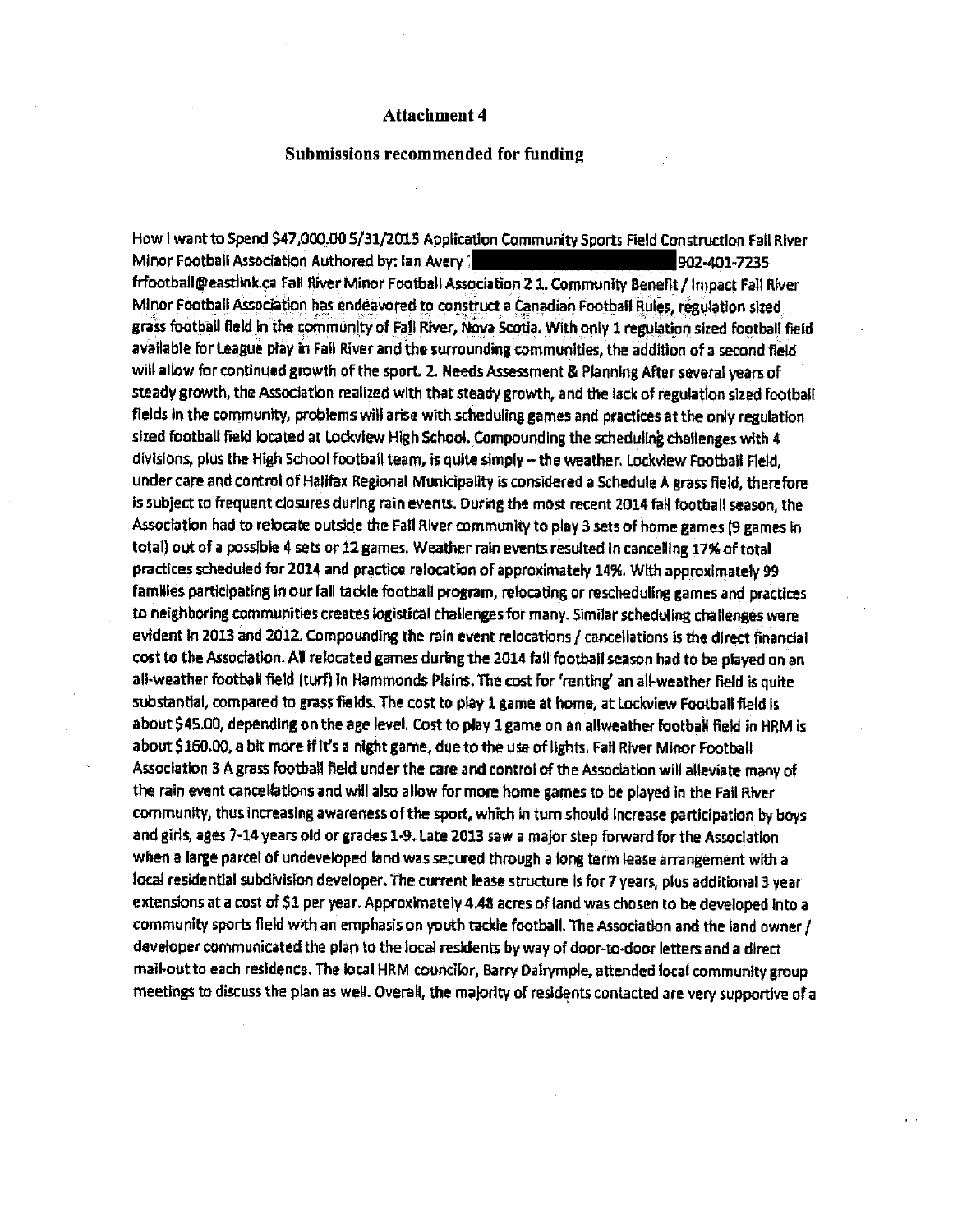# Attachment 4

## Submissions recommended for funding

How I want to Spend $47,000.00 5/31/2015 Application Community Sports Field Construction Fall River Minor Football Association Authored by: Ian Avery 902-401-7235 frfootball@eastlink.ca Fall River Minor Football Association 2 1. Community Benefit / Impact Fall River Minor Football Association has endeavored to construct a Canadian Football Rules, regulation sized grass football field in the community of Fall River, Nova Scotia. With only 1 regulation sized football field available for League play in Fall River and the surrounding communities, the addition of a second field will allow for continued growth of the sport. 2. Needs Assessment & Planning After several years of steady growth, the Association realized with that steady growth, and the lack of regulation sized football fields in the community, problems will arise with scheduling games and practices at the only regulation sized football field located at Lockview High School. Compounding the scheduling challenges with 4 divisions, plus the High School football team, is quite simply – the weather. Lockview Football Field, under care and control of Halifax Regional Municipality is considered a Schedule A grass field, therefore is subject to frequent closures during rain events. During the most recent 2014 fall football season, the Association had to relocate outside the Fall River community to play 3 sets of home games (9 games in total) out of a possible 4 sets or 12 games. Weather rain events resulted in cancelling 17% of total practices scheduled for 2014 and practice relocation of approximately 14%. With approximately 99 families participating in our fall tackle football program, relocating or rescheduling games and practices to neighboring communities creates logistical challenges for many. Similar scheduling challenges were evident in 2013 and 2012. Compounding the rain event relocations / cancellations is the direct financial cost to the Association. All relocated games during the 2014 fall football season had to be played on an all-weather football field (turf) in Hammonds Plains. The cost for 'renting' an all-weather field is quite substantial, compared to grass fields. The cost to play 1 game at home, at Lockview Football field is about $45.00, depending on the age level. Cost to play 1 game on an allweather football field in HRM is about $160.00, a bit more if it's a night game, due to the use of lights. Fall River Minor Football Association 3 A grass football field under the care and control of the Association will alleviate many of the rain event cancellations and will also allow for more home games to be played in the Fall River community, thus increasing awareness of the sport, which in turn should increase participation by boys and girls, ages 7-14 years old or grades 1-9. Late 2013 saw a major step forward for the Association when a large parcel of undeveloped land was secured through a long term lease arrangement with a local residential subdivision developer. The current lease structure is for 7 years, plus additional 3 year extensions at a cost of $1 per year. Approximately 4.48 acres of land was chosen to be developed into a community sports field with an emphasis on youth tackle football. The Association and the land owner / developer communicated the plan to the local residents by way of door-to-door letters and a direct mail-out to each residence. The local HRM councilor, Barry Dalrymple, attended local community group meetings to discuss the plan as well. Overall, the majority of residents contacted are very supportive of a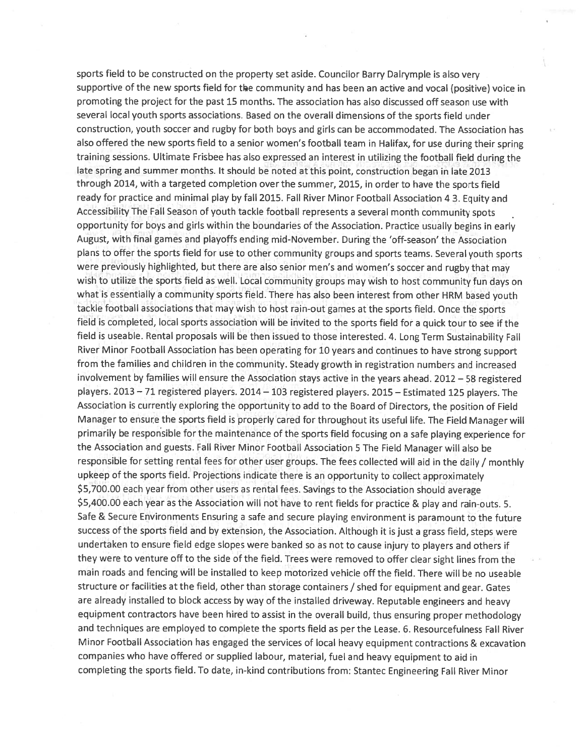sports field to be constructed on the property set aside. Councilor Barry Dalrymple is also very supportive of the new sports field for the community and has been an active and vocal (positive) voice in promoting the project for the past 15 months. The association has also discussed off season use with several local youth sports associations. Based on the overall dimensions of the sports field under construction, youth soccer and rugby for both boys and girls can be accommodated. The Association has also offered the new sports field to a senior women's football team in Halifax, for use during their spring training sessions. Ultimate Frisbee has also expressed an interest in utilizing the football field during the late spring and summer months. It should be noted at this point, construction began in late 2013 through 2014, with a targeted completion over the summer, 2015, in order to have the sports field ready for practice and minimal play by fall 2015. Fall River Minor Football Association 4 3. Equity and Accessibility The Fall Season of youth tackle football represents a several month community spots opportunity for boys and girls within the boundaries of the Association. Practice usually begins in early August, with final games and playoffs ending mid-November. During the 'off-season' the Association plans to offer the sports field for use to other community groups and sports teams. Several youth sports were previously highlighted, but there are also senior men's and women's soccer and rugby that may wish to utilize the sports field as well. Local community groups may wish to host community fun days on what is essentially a community sports field. There has also been interest from other HRM based youth tackle football associations that may wish to host rain-out games at the sports field. Once the sports field is completed, local sports association will be invited to the sports field for a quick tour to see if the field is useable. Rental proposals will be then issued to those interested. 4. Long Term Sustainability Fall River Minor Football Association has been operating for 10 years and continues to have strong support from the families and children in the community. Steady growth in registration numbers and increased involvement by families will ensure the Association stays active in the years ahead. 2012 – 58 registered players. 2013 – 71 registered players. 2014 – 103 registered players. 2015 – Estimated 125 players. The Association is currently exploring the opportunity to add to the Board of Directors, the position of Field Manager to ensure the sports field is properly cared for throughout its useful life. The Field Manager will primarily be responsible for the maintenance of the sports field focusing on a safe playing experience for the Association and guests. Fall River Minor Football Association 5 The Field Manager will also be responsible for setting rental fees for other user groups. The fees collected will aid in the daily / monthly upkeep of the sports field. Projections indicate there is an opportunity to collect approximately $5,700.00 each year from other users as rental fees. Savings to the Association should average $5,400.00 each year as the Association will not have to rent fields for practice & play and rain-outs. 5. Safe & Secure Environments Ensuring a safe and secure playing environment is paramount to the future success of the sports field and by extension, the Association. Although it is just a grass field, steps were undertaken to ensure field edge slopes were banked so as not to cause injury to players and others if they were to venture off to the side of the field. Trees were removed to offer clear sight lines from the main roads and fencing will be installed to keep motorized vehicle off the field. There will be no useable structure or facilities at the field, other than storage containers / shed for equipment and gear. Gates are already installed to block access by way of the installed driveway. Reputable engineers and heavy equipment contractors have been hired to assist in the overall build, thus ensuring proper methodology and techniques are employed to complete the sports field as per the Lease. 6. Resourcefulness Fall River Minor Football Association has engaged the services of local heavy equipment contractions & excavation companies who have offered or supplied labour, material, fuel and heavy equipment to aid in completing the sports field. To date, in-kind contributions from: Stantec Engineering Fall River Minor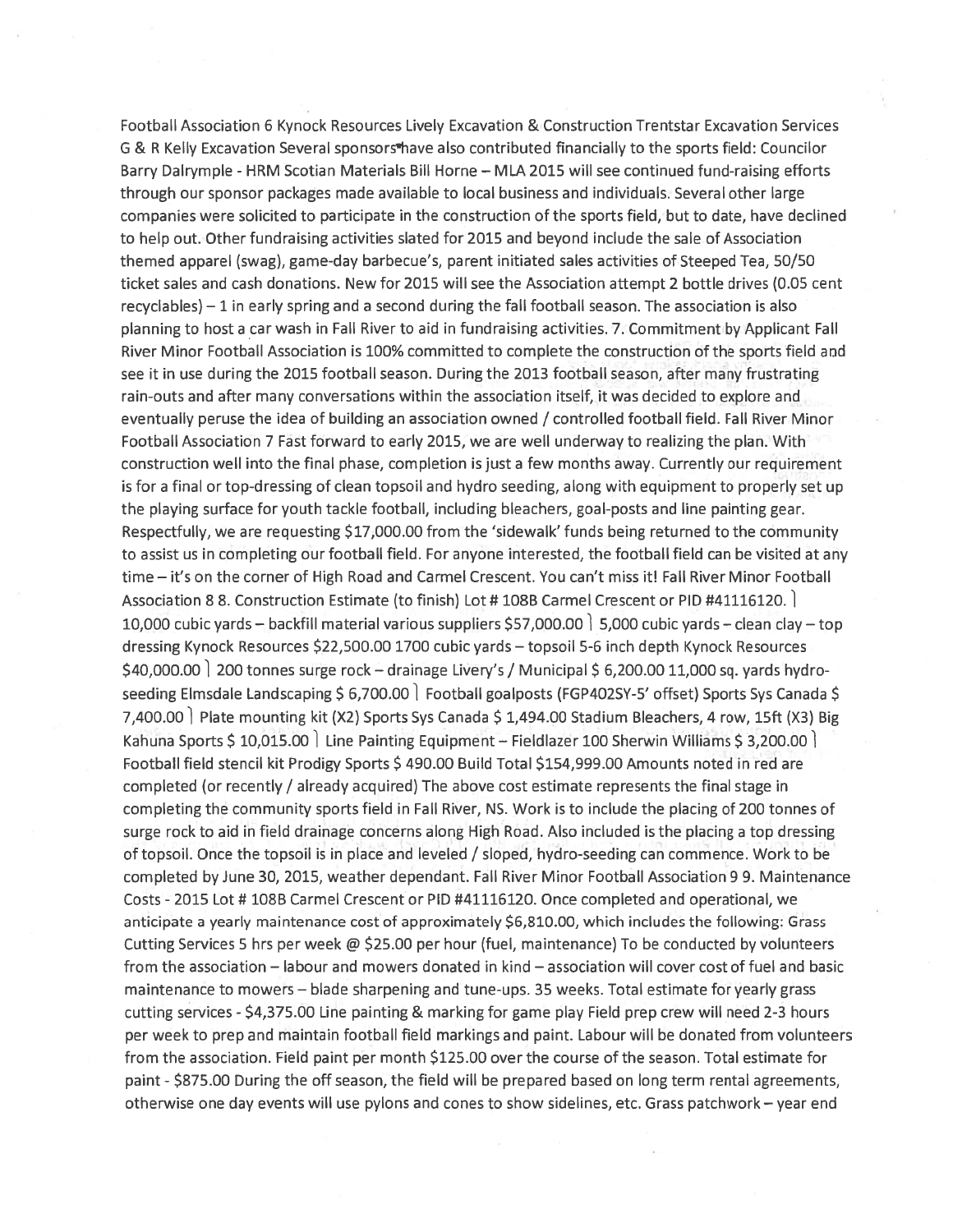Football Association 6 Kynock Resources Lively Excavation & Construction Trentstar Excavation Services G & R Kelly Excavation Several sponsors have also contributed financially to the sports field: Councilor Barry Dalrymple - HRM Scotian Materials Bill Horne – MLA 2015 will see continued fund-raising efforts through our sponsor packages made available to local business and individuals. Several other large companies were solicited to participate in the construction of the sports field, but to date, have declined to help out. Other fundraising activities slated for 2015 and beyond include the sale of Association themed apparel (swag), game-day barbecue's, parent initiated sales activities of Steeped Tea, 50/50 ticket sales and cash donations. New for 2015 will see the Association attempt 2 bottle drives (0.05 cent recyclables) – 1 in early spring and a second during the fall football season. The association is also planning to host a car wash in Fall River to aid in fundraising activities. 7. Commitment by Applicant Fall River Minor Football Association is 100% committed to complete the construction of the sports field and see it in use during the 2015 football season. During the 2013 football season, after many frustrating rain-outs and after many conversations within the association itself, it was decided to explore and eventually peruse the idea of building an association owned / controlled football field. Fall River Minor Football Association 7 Fast forward to early 2015, we are well underway to realizing the plan. With construction well into the final phase, completion is just a few months away. Currently our requirement is for a final or top-dressing of clean topsoil and hydro seeding, along with equipment to properly set up the playing surface for youth tackle football, including bleachers, goal-posts and line painting gear. Respectfully, we are requesting $17,000.00 from the 'sidewalk' funds being returned to the community to assist us in completing our football field. For anyone interested, the football field can be visited at any time – it's on the corner of High Road and Carmel Crescent. You can't miss it! Fall River Minor Football Association 8 8. Construction Estimate (to finish) Lot # 108B Carmel Crescent or PID #41116120. ⎤ 10,000 cubic yards – backfill material various suppliers $57,000.00 ⎤ 5,000 cubic yards – clean clay – top dressing Kynock Resources $22,500.00 1700 cubic yards – topsoil 5-6 inch depth Kynock Resources $40,000.00 ⎤ 200 tonnes surge rock – drainage Livery's / Municipal $ 6,200.00 11,000 sq. yards hydro-seeding Elmsdale Landscaping $ 6,700.00 ⎤ Football goalposts (FGP402SY-5' offset) Sports Sys Canada $ 7,400.00 ⎤ Plate mounting kit (X2) Sports Sys Canada $ 1,494.00 Stadium Bleachers, 4 row, 15ft (X3) Big Kahuna Sports $ 10,015.00 ⎤ Line Painting Equipment – Fieldlazer 100 Sherwin Williams $ 3,200.00 ⎤ Football field stencil kit Prodigy Sports $ 490.00 Build Total $154,999.00 Amounts noted in red are completed (or recently / already acquired) The above cost estimate represents the final stage in completing the community sports field in Fall River, NS. Work is to include the placing of 200 tonnes of surge rock to aid in field drainage concerns along High Road. Also included is the placing a top dressing of topsoil. Once the topsoil is in place and leveled / sloped, hydro-seeding can commence. Work to be completed by June 30, 2015, weather dependant. Fall River Minor Football Association 9 9. Maintenance Costs - 2015 Lot # 108B Carmel Crescent or PID #41116120. Once completed and operational, we anticipate a yearly maintenance cost of approximately $6,810.00, which includes the following: Grass Cutting Services 5 hrs per week @ $25.00 per hour (fuel, maintenance) To be conducted by volunteers from the association – labour and mowers donated in kind – association will cover cost of fuel and basic maintenance to mowers – blade sharpening and tune-ups. 35 weeks. Total estimate for yearly grass cutting services - $4,375.00 Line painting & marking for game play Field prep crew will need 2-3 hours per week to prep and maintain football field markings and paint. Labour will be donated from volunteers from the association. Field paint per month $125.00 over the course of the season. Total estimate for paint - $875.00 During the off season, the field will be prepared based on long term rental agreements, otherwise one day events will use pylons and cones to show sidelines, etc. Grass patchwork – year end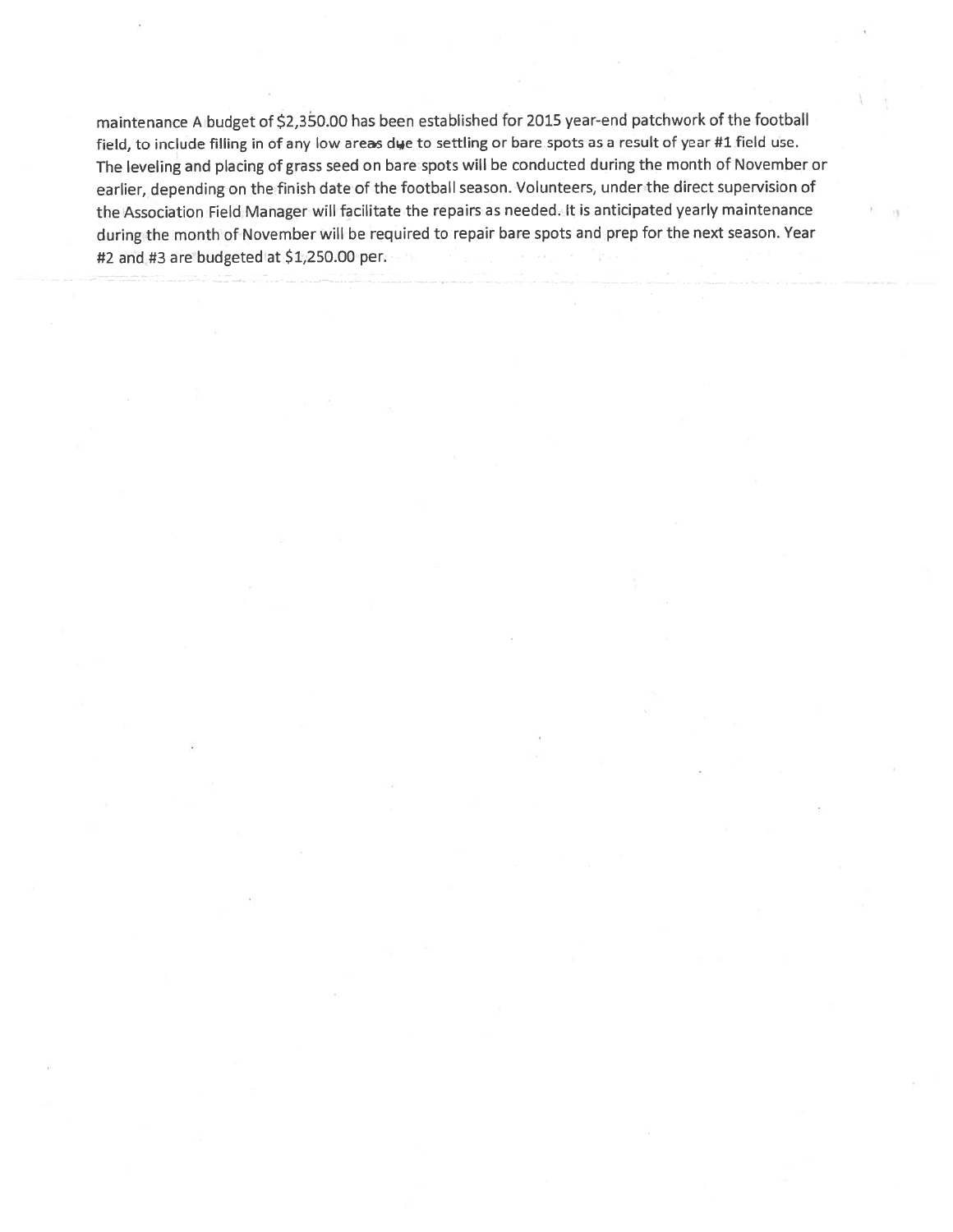maintenance A budget of $2,350.00 has been established for 2015 year-end patchwork of the football field, to include filling in of any low areas due to settling or bare spots as a result of year #1 field use. The leveling and placing of grass seed on bare spots will be conducted during the month of November or earlier, depending on the finish date of the football season. Volunteers, under the direct supervision of the Association Field Manager will facilitate the repairs as needed. It is anticipated yearly maintenance during the month of November will be required to repair bare spots and prep for the next season. Year #2 and #3 are budgeted at $1,250.00 per.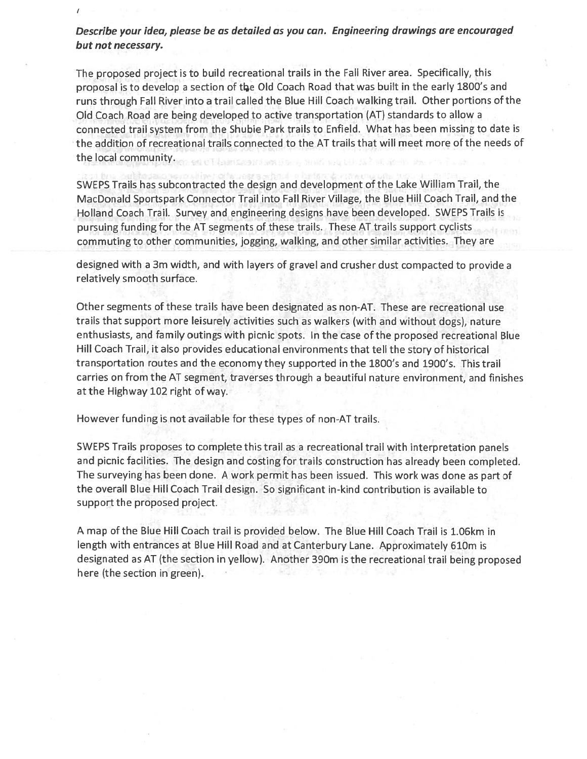*Describe your idea, please be as detailed as you can. Engineering drawings are encouraged but not necessary.*

The proposed project is to build recreational trails in the Fall River area. Specifically, this proposal is to develop a section of the Old Coach Road that was built in the early 1800's and runs through Fall River into a trail called the Blue Hill Coach walking trail. Other portions of the Old Coach Road are being developed to active transportation (AT) standards to allow a connected trail system from the Shubie Park trails to Enfield. What has been missing to date is the addition of recreational trails connected to the AT trails that will meet more of the needs of the local community.

SWEPS Trails has subcontracted the design and development of the Lake William Trail, the MacDonald Sportspark Connector Trail into Fall River Village, the Blue Hill Coach Trail, and the Holland Coach Trail. Survey and engineering designs have been developed. SWEPS Trails is pursuing funding for the AT segments of these trails. These AT trails support cyclists commuting to other communities, jogging, walking, and other similar activities. They are designed with a 3m width, and with layers of gravel and crusher dust compacted to provide a relatively smooth surface.

Other segments of these trails have been designated as non-AT. These are recreational use trails that support more leisurely activities such as walkers (with and without dogs), nature enthusiasts, and family outings with picnic spots. In the case of the proposed recreational Blue Hill Coach Trail, it also provides educational environments that tell the story of historical transportation routes and the economy they supported in the 1800's and 1900's. This trail carries on from the AT segment, traverses through a beautiful nature environment, and finishes at the Highway 102 right of way.

However funding is not available for these types of non-AT trails.

SWEPS Trails proposes to complete this trail as a recreational trail with interpretation panels and picnic facilities. The design and costing for trails construction has already been completed. The surveying has been done. A work permit has been issued. This work was done as part of the overall Blue Hill Coach Trail design. So significant in-kind contribution is available to support the proposed project.

A map of the Blue Hill Coach trail is provided below. The Blue Hill Coach Trail is 1.06km in length with entrances at Blue Hill Road and at Canterbury Lane. Approximately 610m is designated as AT (the section in yellow). Another 390m is the recreational trail being proposed here (the section in green).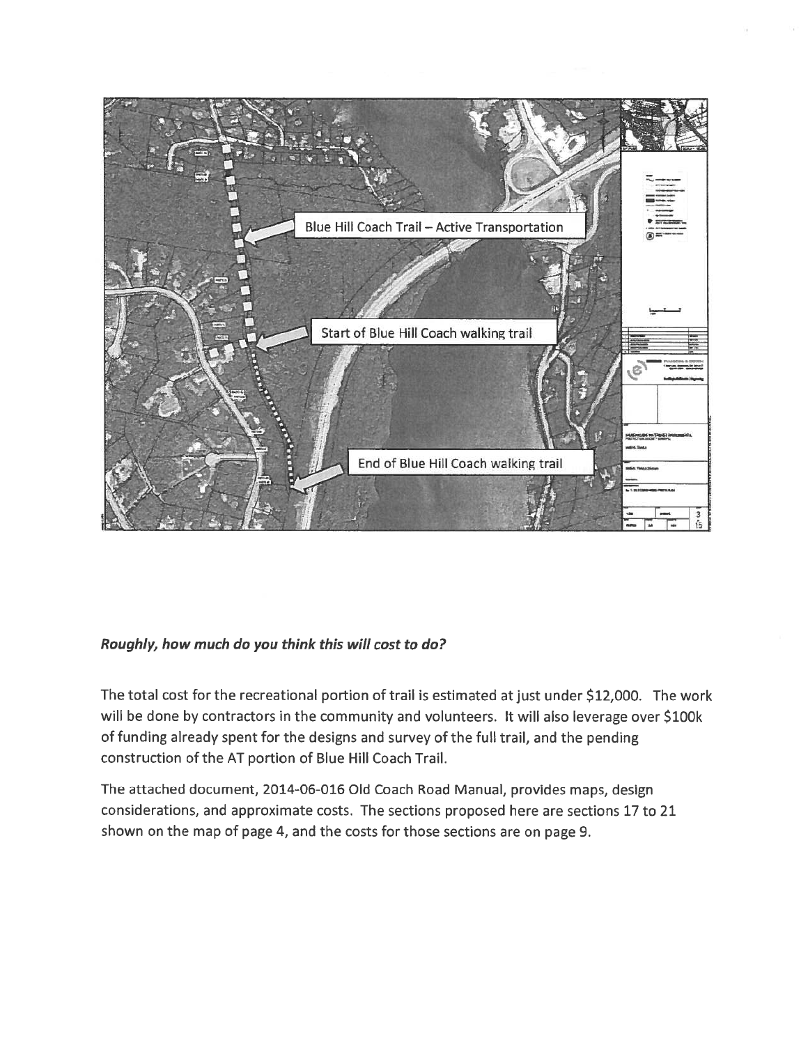Blue Hill Coach Trail – Active Transportation

Start of Blue Hill Coach walking trail

End of Blue Hill Coach walking trail

***Roughly, how much do you think this will cost to do?***

The total cost for the recreational portion of trail is estimated at just under $12,000. The work will be done by contractors in the community and volunteers. It will also leverage over $100k of funding already spent for the designs and survey of the full trail, and the pending construction of the AT portion of Blue Hill Coach Trail.

The attached document, 2014-06-016 Old Coach Road Manual, provides maps, design considerations, and approximate costs. The sections proposed here are sections 17 to 21 shown on the map of page 4, and the costs for those sections are on page 9.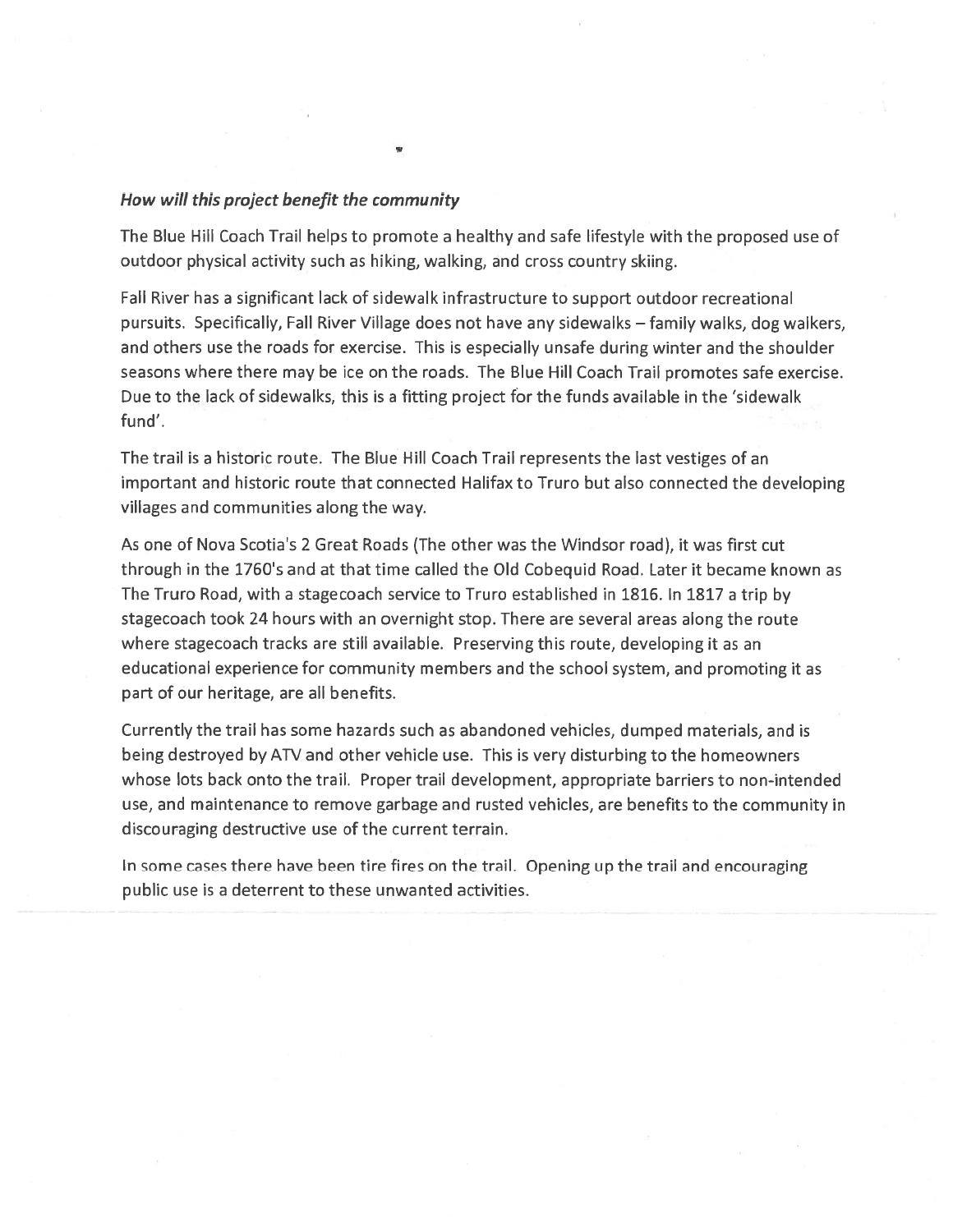***How will this project benefit the community***

The Blue Hill Coach Trail helps to promote a healthy and safe lifestyle with the proposed use of outdoor physical activity such as hiking, walking, and cross country skiing.

Fall River has a significant lack of sidewalk infrastructure to support outdoor recreational pursuits. Specifically, Fall River Village does not have any sidewalks – family walks, dog walkers, and others use the roads for exercise. This is especially unsafe during winter and the shoulder seasons where there may be ice on the roads. The Blue Hill Coach Trail promotes safe exercise. Due to the lack of sidewalks, this is a fitting project for the funds available in the 'sidewalk fund'.

The trail is a historic route. The Blue Hill Coach Trail represents the last vestiges of an important and historic route that connected Halifax to Truro but also connected the developing villages and communities along the way.

As one of Nova Scotia's 2 Great Roads (The other was the Windsor road), it was first cut through in the 1760's and at that time called the Old Cobequid Road. Later it became known as The Truro Road, with a stagecoach service to Truro established in 1816. In 1817 a trip by stagecoach took 24 hours with an overnight stop. There are several areas along the route where stagecoach tracks are still available. Preserving this route, developing it as an educational experience for community members and the school system, and promoting it as part of our heritage, are all benefits.

Currently the trail has some hazards such as abandoned vehicles, dumped materials, and is being destroyed by ATV and other vehicle use. This is very disturbing to the homeowners whose lots back onto the trail. Proper trail development, appropriate barriers to non-intended use, and maintenance to remove garbage and rusted vehicles, are benefits to the community in discouraging destructive use of the current terrain.

In some cases there have been tire fires on the trail. Opening up the trail and encouraging public use is a deterrent to these unwanted activities.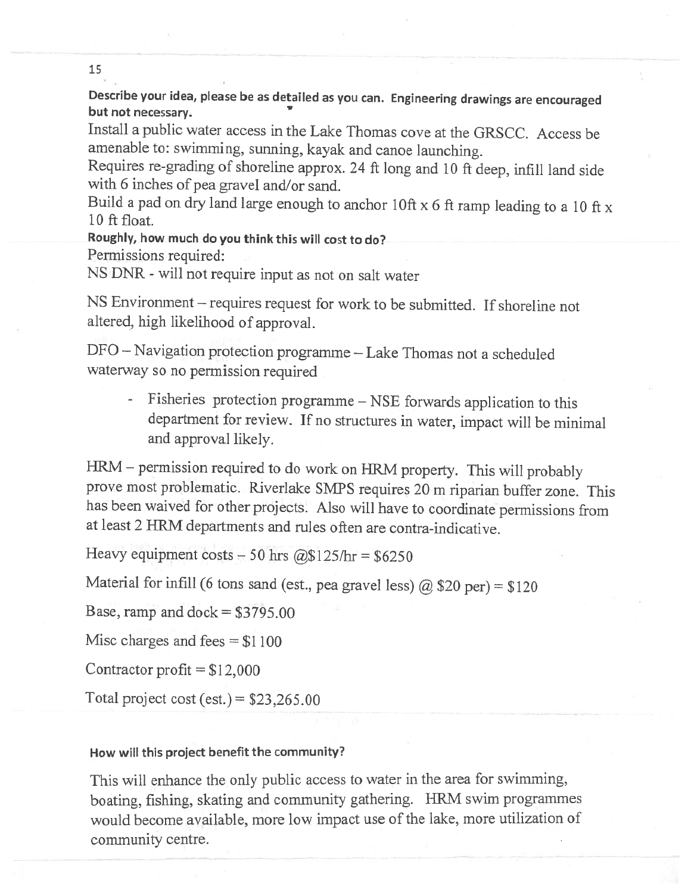**Describe your idea, please be as detailed as you can. Engineering drawings are encouraged but not necessary.**

Install a public water access in the Lake Thomas cove at the GRSCC. Access be amenable to: swimming, sunning, kayak and canoe launching.

Requires re-grading of shoreline approx. 24 ft long and 10 ft deep, infill land side with 6 inches of pea gravel and/or sand.

Build a pad on dry land large enough to anchor 10ft x 6 ft ramp leading to a 10 ft x 10 ft float.

**Roughly, how much do you think this will cost to do?**

Permissions required:

NS DNR - will not require input as not on salt water

NS Environment – requires request for work to be submitted. If shoreline not altered, high likelihood of approval.

DFO – Navigation protection programme – Lake Thomas not a scheduled waterway so no permission required

- Fisheries protection programme – NSE forwards application to this department for review. If no structures in water, impact will be minimal and approval likely.

HRM – permission required to do work on HRM property. This will probably prove most problematic. Riverlake SMPS requires 20 m riparian buffer zone. This has been waived for other projects. Also will have to coordinate permissions from at least 2 HRM departments and rules often are contra-indicative.

Heavy equipment costs – 50 hrs @$125/hr = $6250

Material for infill (6 tons sand (est., pea gravel less) @ $20 per) = $120

Base, ramp and dock = $3795.00

Misc charges and fees = $1100

Contractor profit = $12,000

Total project cost (est.) = $23,265.00

**How will this project benefit the community?**

This will enhance the only public access to water in the area for swimming, boating, fishing, skating and community gathering. HRM swim programmes would become available, more low impact use of the lake, more utilization of community centre.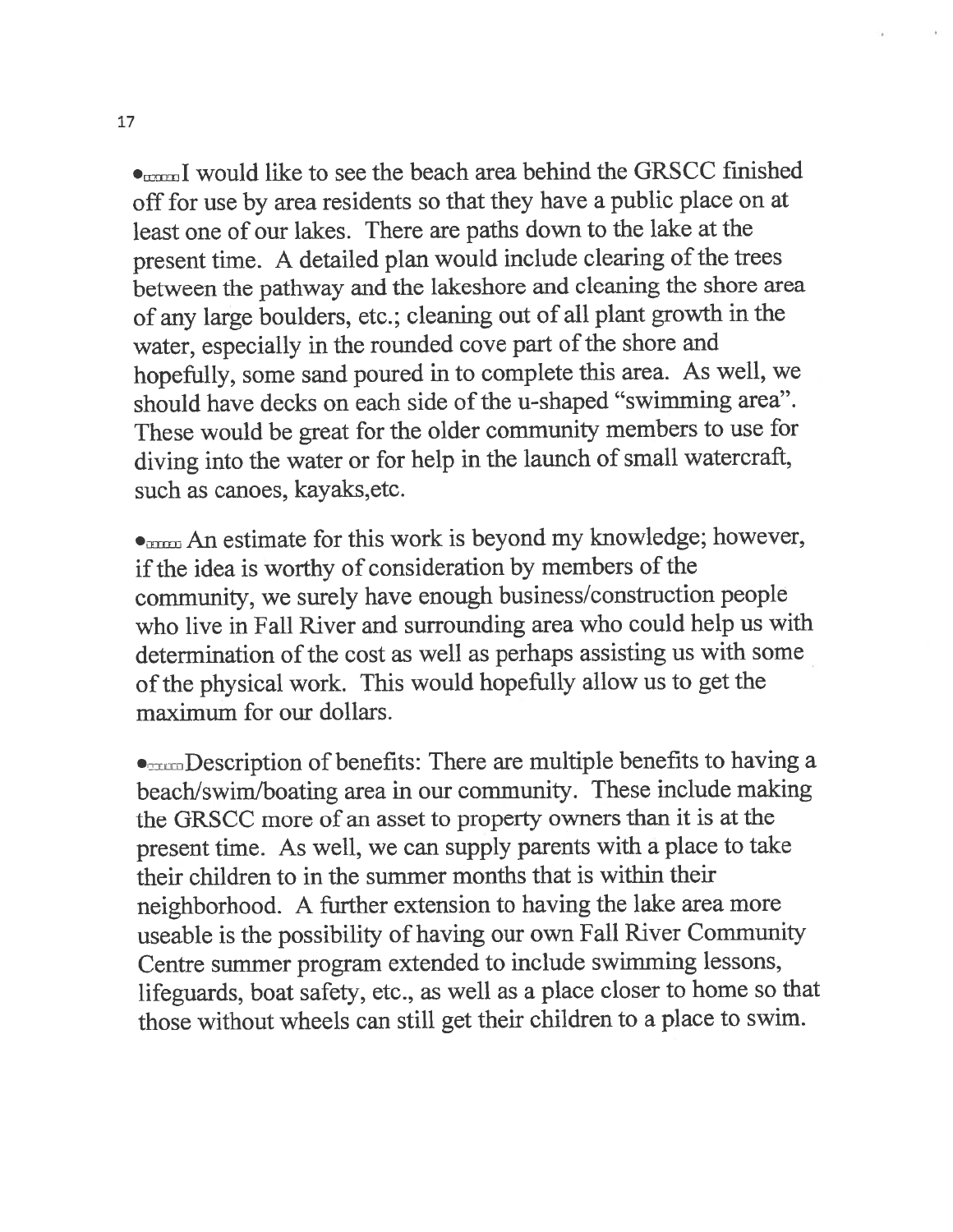- I would like to see the beach area behind the GRSCC finished off for use by area residents so that they have a public place on at least one of our lakes. There are paths down to the lake at the present time. A detailed plan would include clearing of the trees between the pathway and the lakeshore and cleaning the shore area of any large boulders, etc.; cleaning out of all plant growth in the water, especially in the rounded cove part of the shore and hopefully, some sand poured in to complete this area. As well, we should have decks on each side of the u-shaped "swimming area". These would be great for the older community members to use for diving into the water or for help in the launch of small watercraft, such as canoes, kayaks,etc.

- An estimate for this work is beyond my knowledge; however, if the idea is worthy of consideration by members of the community, we surely have enough business/construction people who live in Fall River and surrounding area who could help us with determination of the cost as well as perhaps assisting us with some of the physical work. This would hopefully allow us to get the maximum for our dollars.

- Description of benefits: There are multiple benefits to having a beach/swim/boating area in our community. These include making the GRSCC more of an asset to property owners than it is at the present time. As well, we can supply parents with a place to take their children to in the summer months that is within their neighborhood. A further extension to having the lake area more useable is the possibility of having our own Fall River Community Centre summer program extended to include swimming lessons, lifeguards, boat safety, etc., as well as a place closer to home so that those without wheels can still get their children to a place to swim.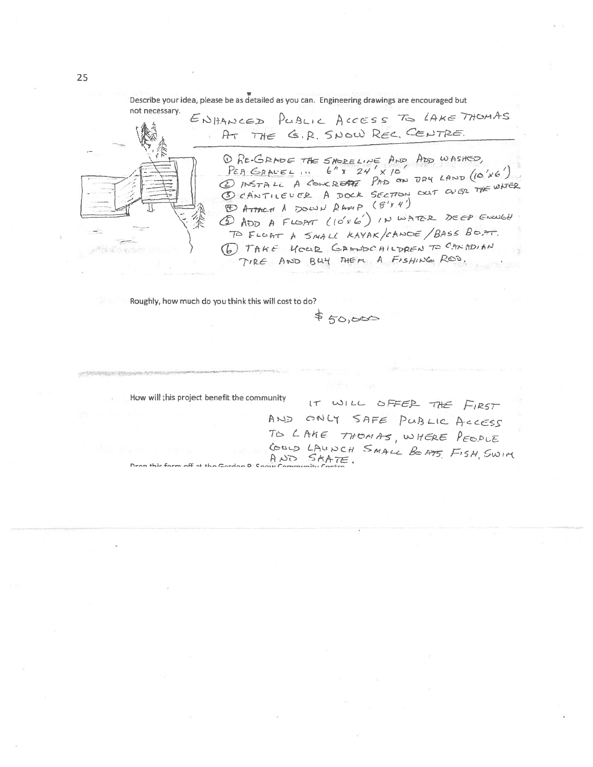Describe your idea, please be as detailed as you can. Engineering drawings are encouraged but not necessary.

ENHANCED PUBLIC ACCESS TO LAKE THOMAS AT THE G.R. SNOW REC. CENTRE.

1. RE-GRADE THE SHORELINE AND ADD WASHED, PEA GRAVEL ... 6" x 24' x 10'
2. INSTALL A CONCRETE PAD ON DRY LAND (10'x6')
3. CANTILEVER A DOCK SECTION OUT OVER THE WATER
4. ATTACH A DOWN RAMP (8'x4')
5. ADD A FLOAT (10'x6') IN WATER DEEP ENOUGH TO FLOAT A SMALL KAYAK/CANOE/BASS BOAT.
6. TAKE YOUR GRANDCHILDREN TO CANADIAN TIRE AND BUY THEM A FISHING ROD.

Roughly, how much do you think this will cost to do?

$50,000

How will this project benefit the community

IT WILL OFFER THE FIRST AND ONLY SAFE PUBLIC ACCESS TO LAKE THOMAS, WHERE PEOPLE COULD LAUNCH SMALL BOATS, FISH, SWIM AND SKATE.

Drop this form off at the Gordon R. Snow Community Centre.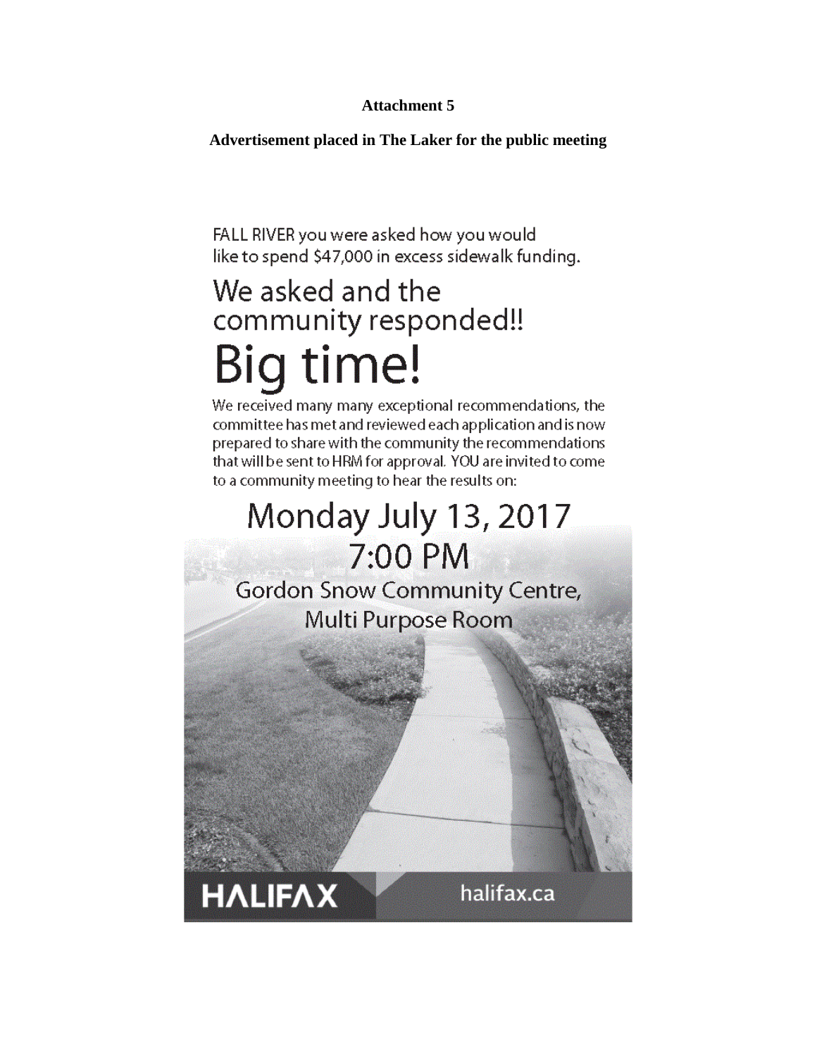**Attachment 5**

**Advertisement placed in The Laker for the public meeting**

FALL RIVER you were asked how you would like to spend $47,000 in excess sidewalk funding.

# We asked and the community responded!!

# Big time!

We received many many exceptional recommendations, the committee has met and reviewed each application and is now prepared to share with the community the recommendations that will be sent to HRM for approval. YOU are invited to come to a community meeting to hear the results on:

## Monday July 13, 2017

## 7:00 PM

### Gordon Snow Community Centre, Multi Purpose Room

HALIFAX

halifax.ca